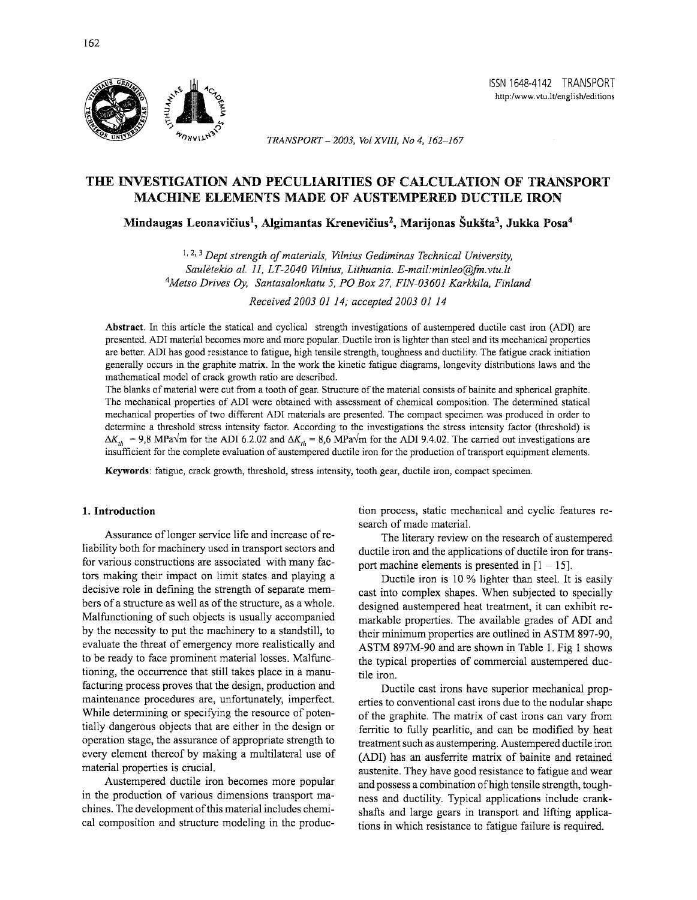ISSN 1648-4142 TRANSPORT
http:/www.vtu.lt/english/editions

# THE INVESTIGATION AND PECULIARITIES OF CALCULATION OF TRANSPORT MACHINE ELEMENTS MADE OF AUSTEMPERED DUCTILE IRON

**Mindaugas Leonavičius[1], Algimantas Krenevičius[2], Marijonas Šukšta[3], Jukka Posa[4]**

[1, 2, 3] *Dept strength of materials, Vilnius Gediminas Technical University, Saulėtekio al. 11, LT-2040 Vilnius, Lithuania. E-mail:minleo@fm.vtu.lt*
[4] *Metso Drives Oy, Santasalonkatu 5, PO Box 27, FIN-03601 Karkkila, Finland*

*Received 2003 01 14; accepted 2003 01 14*

**Abstract.** In this article the statical and cyclical strength investigations of austempered ductile cast iron (ADI) are presented. ADI material becomes more and more popular. Ductile iron is lighter than steel and its mechanical properties are better. ADI has good resistance to fatigue, high tensile strength, toughness and ductility. The fatigue crack initiation generally occurs in the graphite matrix. In the work the kinetic fatigue diagrams, longevity distributions laws and the mathematical model of crack growth ratio are described.
The blanks of material were cut from a tooth of gear. Structure of the material consists of bainite and spherical graphite. The mechanical properties of ADI were obtained with assessment of chemical composition. The determined statical mechanical properties of two different ADI materials are presented. The compact specimen was produced in order to determine a threshold stress intensity factor. According to the investigations the stress intensity factor (threshold) is $\Delta K_{th}$ = 9,8 MPa$\sqrt{m}$ for the ADI 6.2.02 and $\Delta K_{th}$ = 8,6 MPa$\sqrt{m}$ for the ADI 9.4.02. The carried out investigations are insufficient for the complete evaluation of austempered ductile iron for the production of transport equipment elements.

**Keywords**: fatigue, crack growth, threshold, stress intensity, tooth gear, ductile iron, compact specimen.

## 1. Introduction

Assurance of longer service life and increase of reliability both for machinery used in transport sectors and for various constructions are associated with many factors making their impact on limit states and playing a decisive role in defining the strength of separate members of a structure as well as of the structure, as a whole. Malfunctioning of such objects is usually accompanied by the necessity to put the machinery to a standstill, to evaluate the threat of emergency more realistically and to be ready to face prominent material losses. Malfunctioning, the occurrence that still takes place in a manufacturing process proves that the design, production and maintenance procedures are, unfortunately, imperfect. While determining or specifying the resource of potentially dangerous objects that are either in the design or operation stage, the assurance of appropriate strength to every element thereof by making a multilateral use of material properties is crucial.

Austempered ductile iron becomes more popular in the production of various dimensions transport machines. The development of this material includes chemical composition and structure modeling in the production process, static mechanical and cyclic features research of made material.

The literary review on the research of austempered ductile iron and the applications of ductile iron for transport machine elements is presented in [1 – 15].

Ductile iron is 10 % lighter than steel. It is easily cast into complex shapes. When subjected to specially designed austempered heat treatment, it can exhibit remarkable properties. The available grades of ADI and their minimum properties are outlined in ASTM 897-90, ASTM 897M-90 and are shown in Table 1. Fig 1 shows the typical properties of commercial austempered ductile iron.

Ductile cast irons have superior mechanical properties to conventional cast irons due to the nodular shape of the graphite. The matrix of cast irons can vary from ferritic to fully pearlitic, and can be modified by heat treatment such as austempering. Austempered ductile iron (ADI) has an ausferrite matrix of bainite and retained austenite. They have good resistance to fatigue and wear and possess a combination of high tensile strength, toughness and ductility. Typical applications include crankshafts and large gears in transport and lifting applications in which resistance to fatigue failure is required.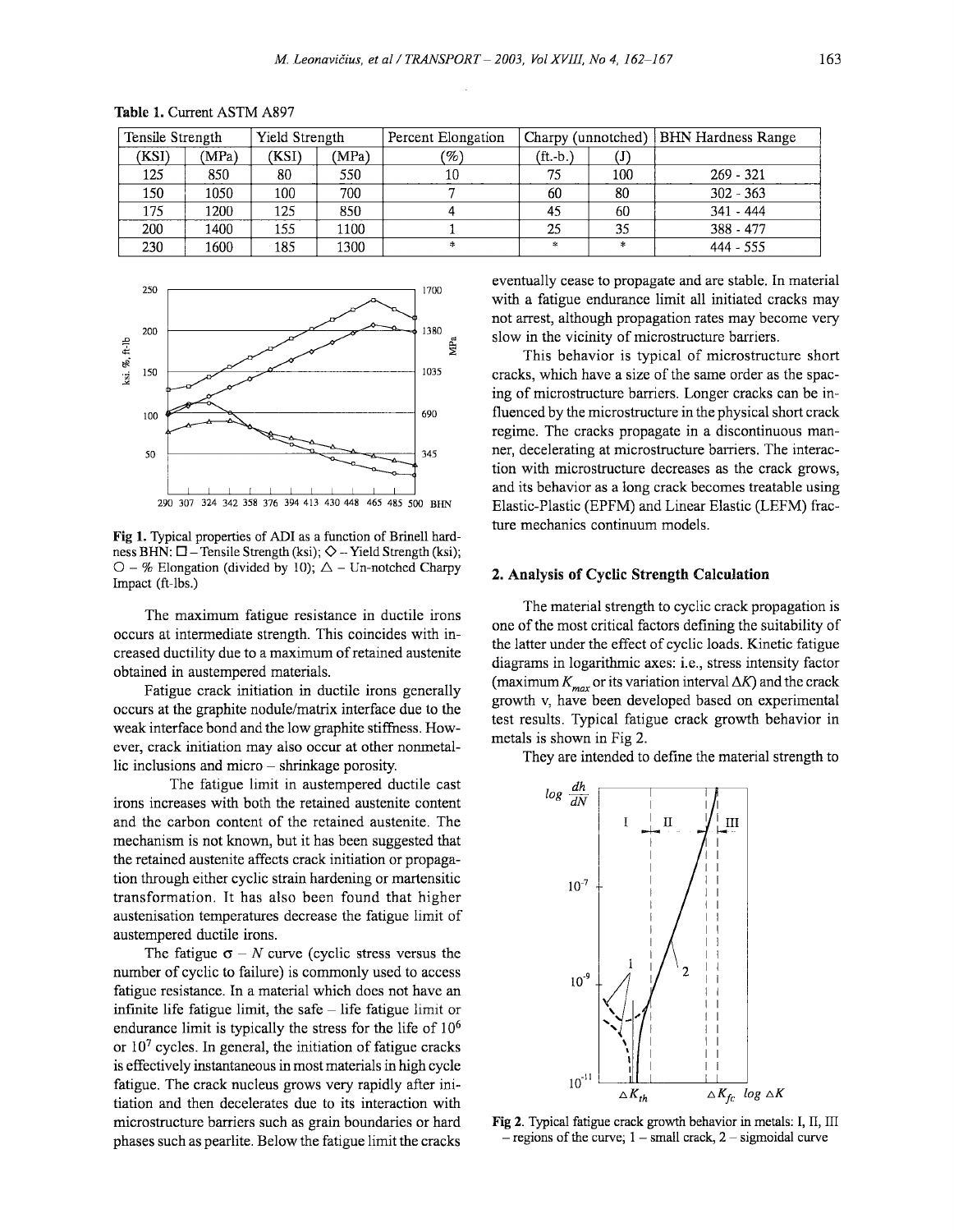**Table 1.** Current ASTM A897

| Tensile Strength | | Yield Strength | | Percent Elongation | Charpy (unnotched) | | BHN Hardness Range |
|---|---|---|---|---|---|---|---|
| (KSI) | (MPa) | (KSI) | (MPa) | (%) | (ft.-b.) | (J) | |
| 125 | 850 | 80 | 550 | 10 | 75 | 100 | 269 - 321 |
| 150 | 1050 | 100 | 700 | 7 | 60 | 80 | 302 - 363 |
| 175 | 1200 | 125 | 850 | 4 | 45 | 60 | 341 - 444 |
| 200 | 1400 | 155 | 1100 | 1 | 25 | 35 | 388 - 477 |
| 230 | 1600 | 185 | 1300 | * | * | * | 444 - 555 |

**Fig 1.** Typical properties of ADI as a function of Brinell hardness BHN: □ – Tensile Strength (ksi); ◇ – Yield Strength (ksi); ○ – % Elongation (divided by 10); △ – Un-notched Charpy Impact (ft-lbs.)

The maximum fatigue resistance in ductile irons occurs at intermediate strength. This coincides with increased ductility due to a maximum of retained austenite obtained in austempered materials.

Fatigue crack initiation in ductile irons generally occurs at the graphite nodule/matrix interface due to the weak interface bond and the low graphite stiffness. However, crack initiation may also occur at other nonmetallic inclusions and micro – shrinkage porosity.

The fatigue limit in austempered ductile cast irons increases with both the retained austenite content and the carbon content of the retained austenite. The mechanism is not known, but it has been suggested that the retained austenite affects crack initiation or propagation through either cyclic strain hardening or martensitic transformation. It has also been found that higher austenisation temperatures decrease the fatigue limit of austempered ductile irons.

The fatigue $\sigma - N$ curve (cyclic stress versus the number of cyclic to failure) is commonly used to access fatigue resistance. In a material which does not have an infinite life fatigue limit, the safe – life fatigue limit or endurance limit is typically the stress for the life of $10^6$ or $10^7$ cycles. In general, the initiation of fatigue cracks is effectively instantaneous in most materials in high cycle fatigue. The crack nucleus grows very rapidly after initiation and then decelerates due to its interaction with microstructure barriers such as grain boundaries or hard phases such as pearlite. Below the fatigue limit the cracks eventually cease to propagate and are stable. In material with a fatigue endurance limit all initiated cracks may not arrest, although propagation rates may become very slow in the vicinity of microstructure barriers.

This behavior is typical of microstructure short cracks, which have a size of the same order as the spacing of microstructure barriers. Longer cracks can be influenced by the microstructure in the physical short crack regime. The cracks propagate in a discontinuous manner, decelerating at microstructure barriers. The interaction with microstructure decreases as the crack grows, and its behavior as a long crack becomes treatable using Elastic-Plastic (EPFM) and Linear Elastic (LEFM) fracture mechanics continuum models.

## 2. Analysis of Cyclic Strength Calculation

The material strength to cyclic crack propagation is one of the most critical factors defining the suitability of the latter under the effect of cyclic loads. Kinetic fatigue diagrams in logarithmic axes: i.e., stress intensity factor (maximum $K_{max}$ or its variation interval $\Delta K$) and the crack growth v, have been developed based on experimental test results. Typical fatigue crack growth behavior in metals is shown in Fig 2.

They are intended to define the material strength to

**Fig 2.** Typical fatigue crack growth behavior in metals: I, II, III – regions of the curve; 1 – small crack, 2 – sigmoidal curve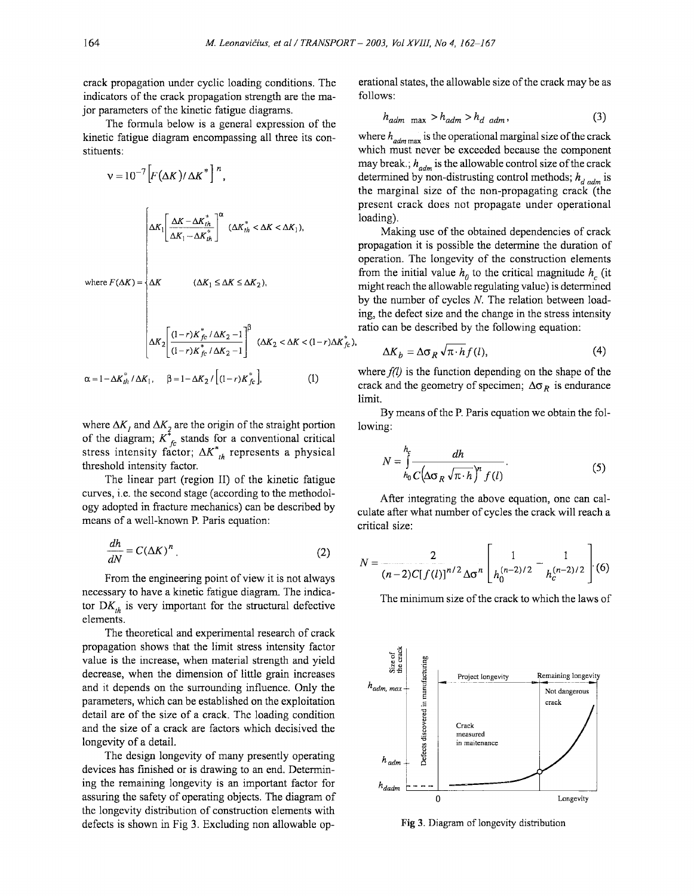crack propagation under cyclic loading conditions. The indicators of the crack propagation strength are the major parameters of the kinetic fatigue diagrams.

The formula below is a general expression of the kinetic fatigue diagram encompassing all three its constituents:

$$v = 10^{-7}\left[F(\Delta K)/\Delta K^{*}\right]^{n},$$

$$\text{where } F(\Delta K) = \begin{cases} \Delta K_1\left[\dfrac{\Delta K - \Delta K_{th}^{*}}{\Delta K_1 - \Delta K_{th}^{*}}\right]^{\alpha} & (\Delta K_{th}^{*} < \Delta K < \Delta K_1), \\ \Delta K & (\Delta K_1 \le \Delta K \le \Delta K_2), \\ \Delta K_2\left[\dfrac{(1-r)K_{fc}^{*}/\Delta K_2 - 1}{(1-r)K_{fc}^{*}/\Delta K_2 - 1}\right]^{\beta} & (\Delta K_2 < \Delta K < (1-r)\Delta K_{fc}^{*}), \end{cases}$$

$$\alpha = 1 - \Delta K_{th}^{*}/\Delta K_1, \quad \beta = 1 - \Delta K_2/\left[(1-r)K_{fc}^{*}\right], \tag{1}$$

where $\Delta K_1$ and $\Delta K_2$ are the origin of the straight portion of the diagram; $K^{*}_{fc}$ stands for a conventional critical stress intensity factor; $\Delta K^{*}_{th}$ represents a physical threshold intensity factor.

The linear part (region II) of the kinetic fatigue curves, i.e. the second stage (according to the methodology adopted in fracture mechanics) can be described by means of a well-known P. Paris equation:

$$\frac{dh}{dN} = C(\Delta K)^{n}. \tag{2}$$

From the engineering point of view it is not always necessary to have a kinetic fatigue diagram. The indicator $DK_{th}$ is very important for the structural defective elements.

The theoretical and experimental research of crack propagation shows that the limit stress intensity factor value is the increase, when material strength and yield decrease, when the dimension of little grain increases and it depends on the surrounding influence. Only the parameters, which can be established on the exploitation detail are of the size of a crack. The loading condition and the size of a crack are factors which decisived the longevity of a detail.

The design longevity of many presently operating devices has finished or is drawing to an end. Determining the remaining longevity is an important factor for assuring the safety of operating objects. The diagram of the longevity distribution of construction elements with defects is shown in Fig 3. Excluding non allowable operational states, the allowable size of the crack may be as follows:

$$h_{adm\ \max} > h_{adm} > h_{d\ adm}, \tag{3}$$

where $h_{adm\max}$ is the operational marginal size of the crack which must never be exceeded because the component may break.; $h_{adm}$ is the allowable control size of the crack determined by non-distrusting control methods; $h_{d\ adm}$ is the marginal size of the non-propagating crack (the present crack does not propagate under operational loading).

Making use of the obtained dependencies of crack propagation it is possible the determine the duration of operation. The longevity of the construction elements from the initial value $h_0$ to the critical magnitude $h_c$ (it might reach the allowable regulating value) is determined by the number of cycles $N$. The relation between loading, the defect size and the change in the stress intensity ratio can be described by the following equation:

$$\Delta K_b = \Delta\sigma_R\sqrt{\pi \cdot h}\, f(l), \tag{4}$$

where $f(l)$ is the function depending on the shape of the crack and the geometry of specimen; $\Delta\sigma_R$ is endurance limit.

By means of the P. Paris equation we obtain the following:

$$N = \int_{h_0}^{h_c}\frac{dh}{C\left(\Delta\sigma_R\sqrt{\pi \cdot h}\right)^{n} f(l)}. \tag{5}$$

After integrating the above equation, one can calculate after what number of cycles the crack will reach a critical size:

$$N = \frac{2}{(n-2)C[f(l)]^{n/2}\Delta\sigma^{n}}\left[\frac{1}{h_0^{(n-2)/2}} - \frac{1}{h_c^{(n-2)/2}}\right]. \tag{6}$$

The minimum size of the crack to which the laws of

Fig 3. Diagram of longevity distribution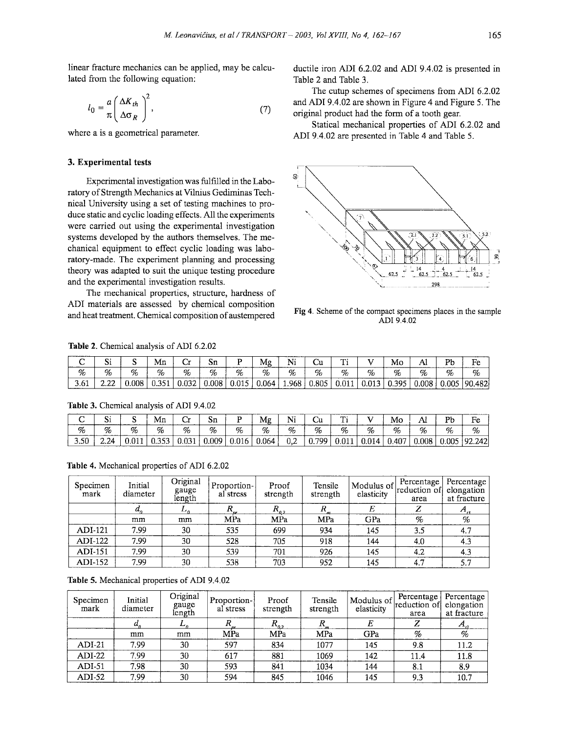linear fracture mechanics can be applied, may be calculated from the following equation:

$$l_0 = \frac{a}{\pi}\left(\frac{\Delta K_{th}}{\Delta \sigma_R}\right)^2, \tag{7}$$

where a is a geometrical parameter.

## 3. Experimental tests

Experimental investigation was fulfilled in the Laboratory of Strength Mechanics at Vilnius Gediminas Technical University using a set of testing machines to produce static and cyclic loading effects. All the experiments were carried out using the experimental investigation systems developed by the authors themselves. The mechanical equipment to effect cyclic loading was laboratory-made. The experiment planning and processing theory was adapted to suit the unique testing procedure and the experimental investigation results.

The mechanical properties, structure, hardness of ADI materials are assessed by chemical composition and heat treatment. Chemical composition of austempered ductile iron ADI 6.2.02 and ADI 9.4.02 is presented in Table 2 and Table 3.

The cutup schemes of specimens from ADI 6.2.02 and ADI 9.4.02 are shown in Figure 4 and Figure 5. The original product had the form of a tooth gear.

Statical mechanical properties of ADI 6.2.02 and ADI 9.4.02 are presented in Table 4 and Table 5.

Fig 4. Scheme of the compact specimens places in the sample ADI 9.4.02

**Table 2.** Chemical analysis of ADI 6.2.02

| C | Si | S | Mn | Cr | Sn | P | Mg | Ni | Cu | Ti | V | Mo | Al | Pb | Fe |
|---|---|---|---|---|---|---|---|---|---|---|---|---|---|---|---|
| % | % | % | % | % | % | % | % | % | % | % | % | % | % | % | % |
| 3.61 | 2.22 | 0.008 | 0.351 | 0.032 | 0.008 | 0.015 | 0.064 | 1.968 | 0.805 | 0.011 | 0.013 | 0.395 | 0.008 | 0.005 | 90.482 |

**Table 3.** Chemical analysis of ADI 9.4.02

| C | Si | S | Mn | Cr | Sn | P | Mg | Ni | Cu | Ti | V | Mo | Al | Pb | Fe |
|---|---|---|---|---|---|---|---|---|---|---|---|---|---|---|---|
| % | % | % | % | % | % | % | % | % | % | % | % | % | % | % | % |
| 3.50 | 2.24 | 0.011 | 0.353 | 0.031 | 0.009 | 0.016 | 0.064 | 0,2 | 0.799 | 0.011 | 0.014 | 0.407 | 0.008 | 0.005 | 92.242 |

**Table 4.** Mechanical properties of ADI 6.2.02

| Specimen mark | Initial diameter | Original gauge length | Proportional stress | Proof strength | Tensile strength | Modulus of elasticity | Percentage reduction of area | Percentage elongation at fracture |
|---|---|---|---|---|---|---|---|---|
| | $d_0$ | $L_0$ | $R_{pr}$ | $R_{0.2}$ | $R_m$ | $E$ | $Z$ | $A_{t3}$ |
| | mm | mm | MPa | MPa | MPa | GPa | % | % |
| ADI-121 | 7.99 | 30 | 535 | 699 | 934 | 145 | 3.5 | 4.7 |
| ADI-122 | 7.99 | 30 | 528 | 705 | 918 | 144 | 4.0 | 4.3 |
| ADI-151 | 7.99 | 30 | 539 | 701 | 926 | 145 | 4.2 | 4.3 |
| ADI-152 | 7.99 | 30 | 538 | 703 | 952 | 145 | 4.7 | 5.7 |

**Table 5.** Mechanical properties of ADI 9.4.02

| Specimen mark | Initial diameter | Original gauge length | Proportional stress | Proof strength | Tensile strength | Modulus of elasticity | Percentage reduction of area | Percentage elongation at fracture |
|---|---|---|---|---|---|---|---|---|
| | $d_0$ | $L_0$ | $R_{pr}$ | $R_{0.2}$ | $R_m$ | $E$ | $Z$ | $A_{t3}$ |
| | mm | mm | MPa | MPa | MPa | GPa | % | % |
| ADI-21 | 7.99 | 30 | 597 | 834 | 1077 | 145 | 9.8 | 11.2 |
| ADI-22 | 7.99 | 30 | 617 | 881 | 1069 | 142 | 11.4 | 11.8 |
| ADI-51 | 7.98 | 30 | 593 | 841 | 1034 | 144 | 8.1 | 8.9 |
| ADI-52 | 7.99 | 30 | 594 | 845 | 1046 | 145 | 9.3 | 10.7 |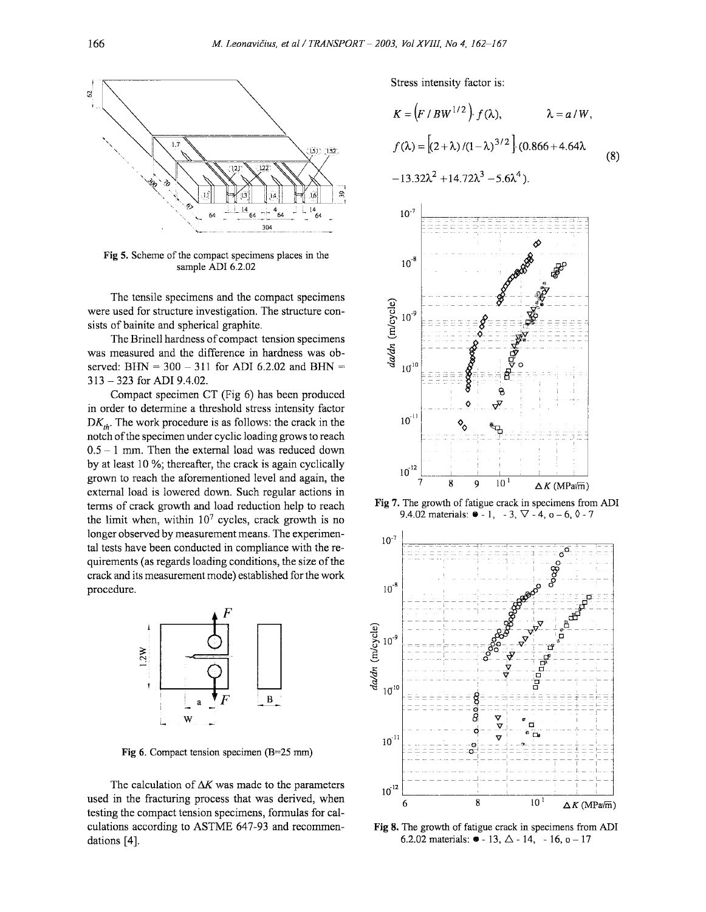Fig 5. Scheme of the compact specimens places in the sample ADI 6.2.02

The tensile specimens and the compact specimens were used for structure investigation. The structure consists of bainite and spherical graphite.

The Brinell hardness of compact tension specimens was measured and the difference in hardness was observed: BHN = 300 – 311 for ADI 6.2.02 and BHN = 313 – 323 for ADI 9.4.02.

Compact specimen CT (Fig 6) has been produced in order to determine a threshold stress intensity factor $DK_{th}$. The work procedure is as follows: the crack in the notch of the specimen under cyclic loading grows to reach 0.5 – 1 mm. Then the external load was reduced down by at least 10 %; thereafter, the crack is again cyclically grown to reach the aforementioned level and again, the external load is lowered down. Such regular actions in terms of crack growth and load reduction help to reach the limit when, within $10^7$ cycles, crack growth is no longer observed by measurement means. The experimental tests have been conducted in compliance with the requirements (as regards loading conditions, the size of the crack and its measurement mode) established for the work procedure.

Fig 6. Compact tension specimen (B=25 mm)

The calculation of $\Delta K$ was made to the parameters used in the fracturing process that was derived, when testing the compact tension specimens, formulas for calculations according to ASTME 647-93 and recommendations [4].

Stress intensity factor is:

$$K = \left(F / BW^{1/2}\right) \cdot f(\lambda), \qquad \lambda = a / W,$$

$$f(\lambda) = \left[(2+\lambda)/(1-\lambda)^{3/2}\right] \cdot (0.866 + 4.64\lambda - 13.32\lambda^2 + 14.72\lambda^3 - 5.6\lambda^4). \tag{8}$$

Fig 7. The growth of fatigue crack in specimens from ADI 9.4.02 materials: ● - 1, - 3, ∇ - 4, o – 6, ◊ - 7

Fig 8. The growth of fatigue crack in specimens from ADI 6.2.02 materials: ● - 13, △ - 14, - 16, o – 17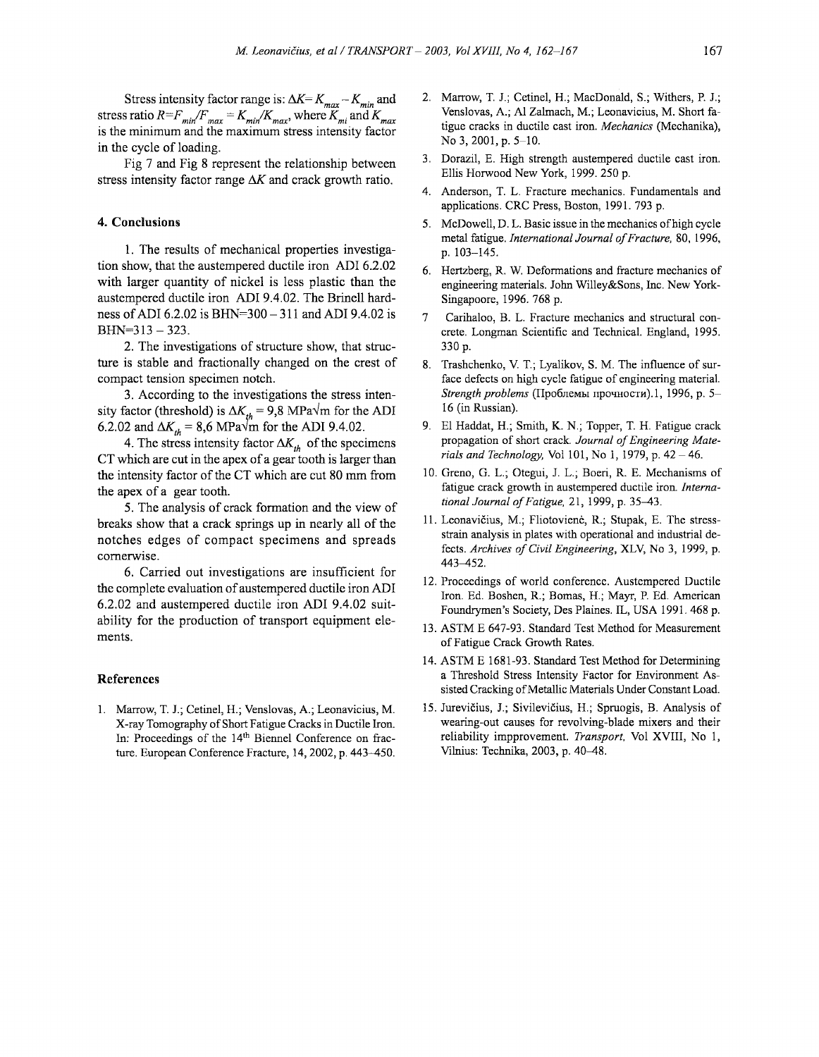Stress intensity factor range is: $\Delta K = K_{max} - K_{min}$ and stress ratio $R = F_{min}/F_{max} = K_{min}/K_{max}$, where $K_{mi}$ and $K_{max}$ is the minimum and the maximum stress intensity factor in the cycle of loading.

Fig 7 and Fig 8 represent the relationship between stress intensity factor range $\Delta K$ and crack growth ratio.

## 4. Conclusions

1. The results of mechanical properties investigation show, that the austempered ductile iron ADI 6.2.02 with larger quantity of nickel is less plastic than the austempered ductile iron ADI 9.4.02. The Brinell hardness of ADI 6.2.02 is BHN=300 – 311 and ADI 9.4.02 is BHN=313 – 323.

2. The investigations of structure show, that structure is stable and fractionally changed on the crest of compact tension specimen notch.

3. According to the investigations the stress intensity factor (threshold) is $\Delta K_{th}$ = 9,8 MPa√m for the ADI 6.2.02 and $\Delta K_{th}$ = 8,6 MPa√m for the ADI 9.4.02.

4. The stress intensity factor $\Delta K_{th}$ of the specimens CT which are cut in the apex of a gear tooth is larger than the intensity factor of the CT which are cut 80 mm from the apex of a gear tooth.

5. The analysis of crack formation and the view of breaks show that a crack springs up in nearly all of the notches edges of compact specimens and spreads cornerwise.

6. Carried out investigations are insufficient for the complete evaluation of austempered ductile iron ADI 6.2.02 and austempered ductile iron ADI 9.4.02 suitability for the production of transport equipment elements.

## References

1. Marrow, T. J.; Cetinel, H.; Venslovas, A.; Leonavicius, M. X-ray Tomography of Short Fatigue Cracks in Ductile Iron. In: Proceedings of the 14th Biennel Conference on fracture. European Conference Fracture, 14, 2002, p. 443–450.
2. Marrow, T. J.; Cetinel, H.; MacDonald, S.; Withers, P. J.; Venslovas, A.; Al Zalmach, M.; Leonavicius, M. Short fatigue cracks in ductile cast iron. *Mechanics* (Mechanika), No 3, 2001, p. 5–10.
3. Dorazil, E. High strength austempered ductile cast iron. Ellis Horwood New York, 1999. 250 p.
4. Anderson, T. L. Fracture mechanics. Fundamentals and applications. CRC Press, Boston, 1991. 793 p.
5. McDowell, D. L. Basic issue in the mechanics of high cycle metal fatigue. *International Journal of Fracture,* 80, 1996, p. 103–145.
6. Hertzberg, R. W. Deformations and fracture mechanics of engineering materials. John Willey&Sons, Inc. New York-Singapoore, 1996. 768 p.
7. Carihaloo, B. L. Fracture mechanics and structural concrete. Longman Scientific and Technical. England, 1995. 330 p.
8. Trashchenko, V. T.; Lyalikov, S. M. The influence of surface defects on high cycle fatigue of engineering material. *Strength problems* (Проблемы прочности).1, 1996, p. 5–16 (in Russian).
9. El Haddat, H.; Smith, K. N.; Topper, T. H. Fatigue crack propagation of short crack. *Journal of Engineering Materials and Technology,* Vol 101, No 1, 1979, p. 42 – 46.
10. Greno, G. L.; Otegui, J. L.; Boeri, R. E. Mechanisms of fatigue crack growth in austempered ductile iron. *International Journal of Fatigue,* 21, 1999, p. 35–43.
11. Leonavičius, M.; Fliotovienė, R.; Stupak, E. The stress-strain analysis in plates with operational and industrial defects. *Archives of Civil Engineering,* XLV, No 3, 1999, p. 443–452.
12. Proceedings of world conference. Austempered Ductile Iron. Ed. Boshen, R.; Bomas, H.; Mayr, P. Ed. American Foundrymen's Society, Des Plaines. IL, USA 1991. 468 p.
13. ASTM E 647-93. Standard Test Method for Measurement of Fatigue Crack Growth Rates.
14. ASTM E 1681-93. Standard Test Method for Determining a Threshold Stress Intensity Factor for Environment Assisted Cracking of Metallic Materials Under Constant Load.
15. Jurevičius, J.; Sivilevičius, H.; Spruogis, B. Analysis of wearing-out causes for revolving-blade mixers and their reliability impprovement. *Transport,* Vol XVIII, No 1, Vilnius: Technika, 2003, p. 40–48.